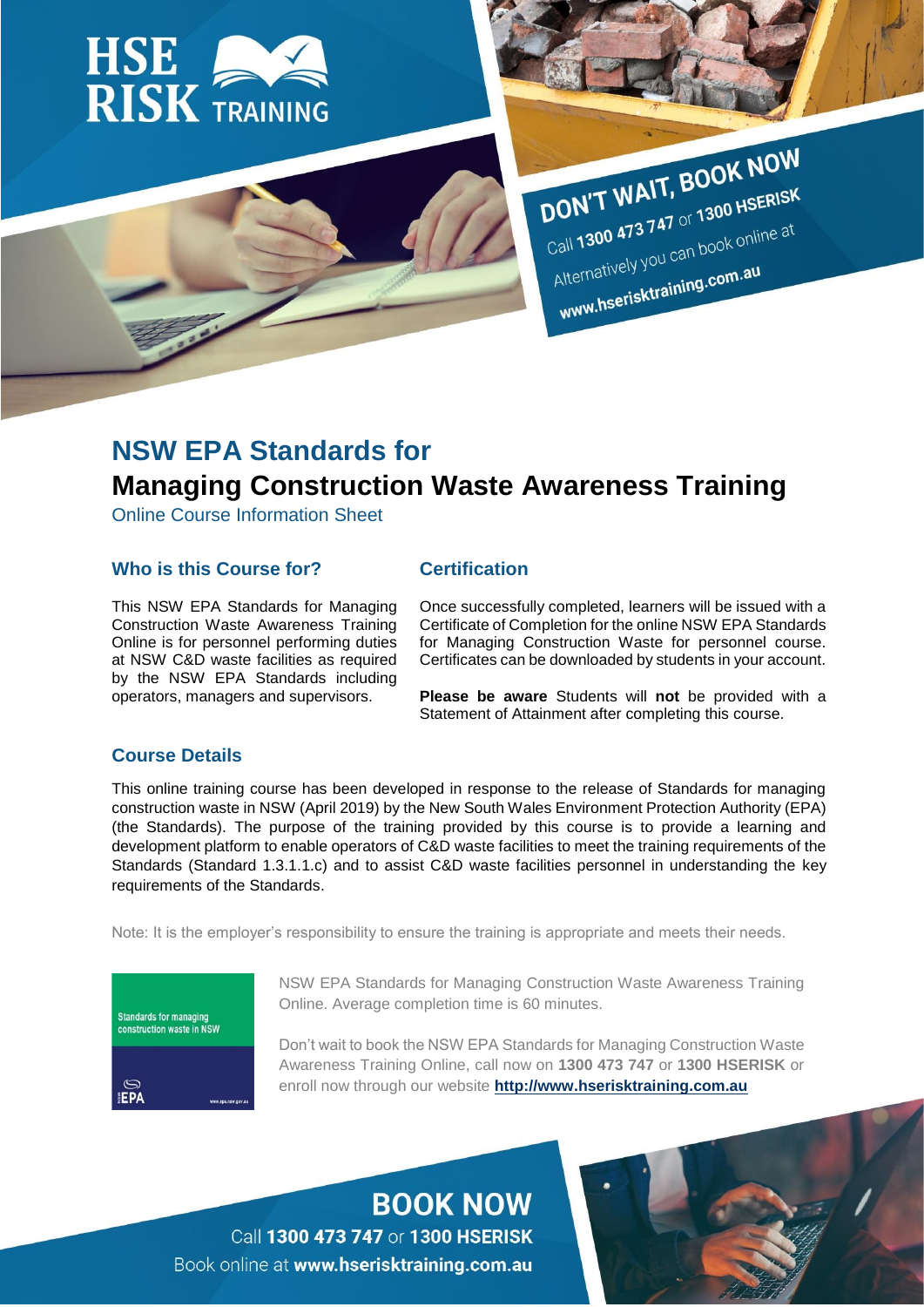HSE RISK TRAINING

DON'T WAIT, BOOK NOW
Call **1300 473 747** or **1300 HSERISK**
Alternatively you can book online at
**www.hserisktraining.com.au**

# NSW EPA Standards for
# Managing Construction Waste Awareness Training

Online Course Information Sheet

## Who is this Course for?

This NSW EPA Standards for Managing Construction Waste Awareness Training Online is for personnel performing duties at NSW C&D waste facilities as required by the NSW EPA Standards including operators, managers and supervisors.

## Certification

Once successfully completed, learners will be issued with a Certificate of Completion for the online NSW EPA Standards for Managing Construction Waste for personnel course. Certificates can be downloaded by students in your account.

**Please be aware** Students will **not** be provided with a Statement of Attainment after completing this course.

## Course Details

This online training course has been developed in response to the release of Standards for managing construction waste in NSW (April 2019) by the New South Wales Environment Protection Authority (EPA) (the Standards). The purpose of the training provided by this course is to provide a learning and development platform to enable operators of C&D waste facilities to meet the training requirements of the Standards (Standard 1.3.1.1.c) and to assist C&D waste facilities personnel in understanding the key requirements of the Standards.

Note: It is the employer's responsibility to ensure the training is appropriate and meets their needs.

Standards for managing construction waste in NSW

EPA

NSW EPA Standards for Managing Construction Waste Awareness Training Online. Average completion time is 60 minutes.

Don't wait to book the NSW EPA Standards for Managing Construction Waste Awareness Training Online, call now on **1300 473 747** or **1300 HSERISK** or enroll now through our website **http://www.hserisktraining.com.au**

## BOOK NOW

Call **1300 473 747** or **1300 HSERISK**
Book online at **www.hserisktraining.com.au**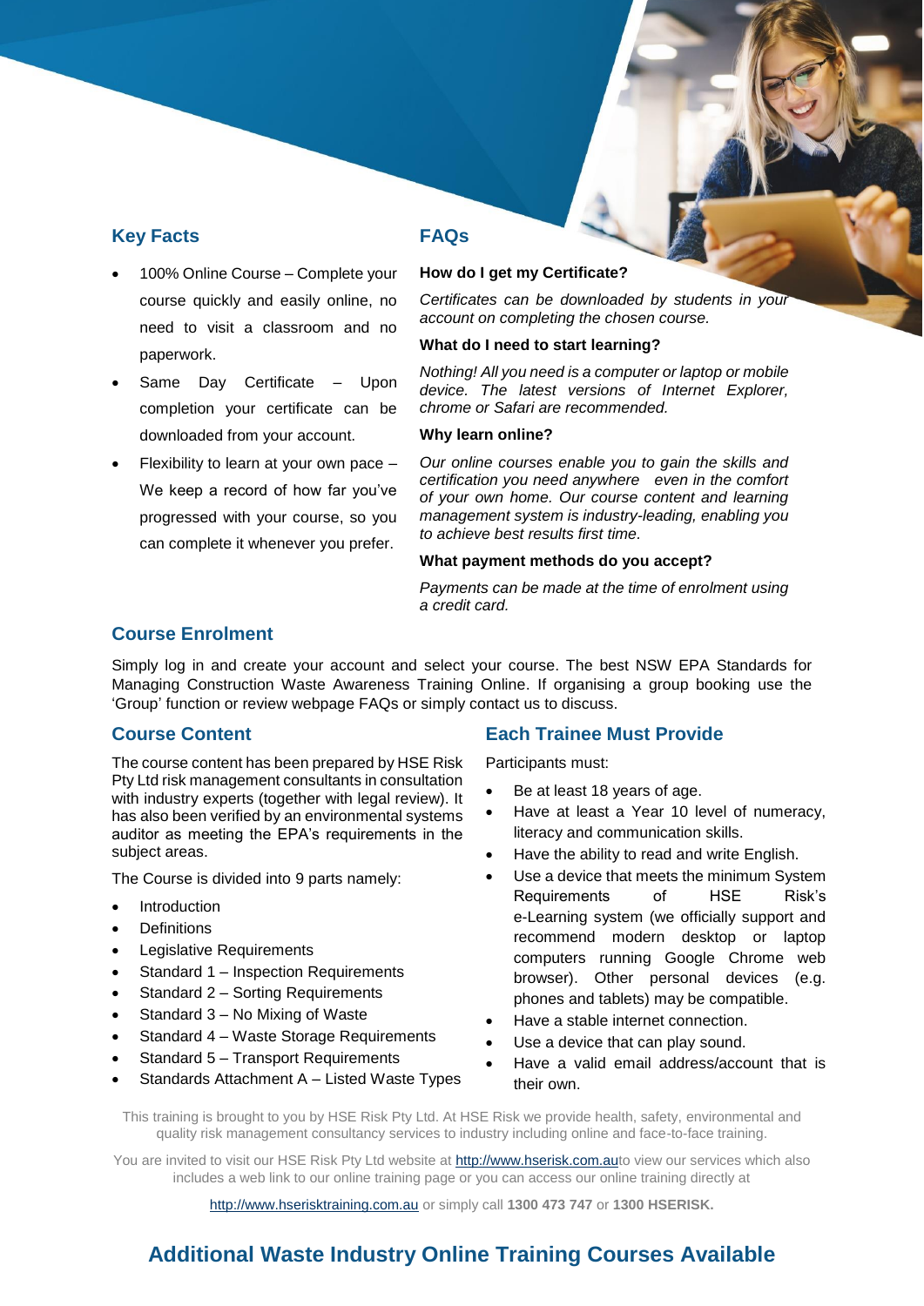## Key Facts

- 100% Online Course – Complete your course quickly and easily online, no need to visit a classroom and no paperwork.
- Same Day Certificate – Upon completion your certificate can be downloaded from your account.
- Flexibility to learn at your own pace – We keep a record of how far you've progressed with your course, so you can complete it whenever you prefer.

## FAQs

**How do I get my Certificate?**

*Certificates can be downloaded by students in your account on completing the chosen course.*

**What do I need to start learning?**

*Nothing! All you need is a computer or laptop or mobile device. The latest versions of Internet Explorer, chrome or Safari are recommended.*

**Why learn online?**

*Our online courses enable you to gain the skills and certification you need anywhere even in the comfort of your own home. Our course content and learning management system is industry-leading, enabling you to achieve best results first time.*

**What payment methods do you accept?**

*Payments can be made at the time of enrolment using a credit card.*

## Course Enrolment

Simply log in and create your account and select your course. The best NSW EPA Standards for Managing Construction Waste Awareness Training Online. If organising a group booking use the 'Group' function or review webpage FAQs or simply contact us to discuss.

## Course Content

The course content has been prepared by HSE Risk Pty Ltd risk management consultants in consultation with industry experts (together with legal review). It has also been verified by an environmental systems auditor as meeting the EPA's requirements in the subject areas.

The Course is divided into 9 parts namely:

- Introduction
- Definitions
- Legislative Requirements
- Standard 1 – Inspection Requirements
- Standard 2 – Sorting Requirements
- Standard 3 – No Mixing of Waste
- Standard 4 – Waste Storage Requirements
- Standard 5 – Transport Requirements
- Standards Attachment A – Listed Waste Types

## Each Trainee Must Provide

Participants must:

- Be at least 18 years of age.
- Have at least a Year 10 level of numeracy, literacy and communication skills.
- Have the ability to read and write English.
- Use a device that meets the minimum System Requirements of HSE Risk's e-Learning system (we officially support and recommend modern desktop or laptop computers running Google Chrome web browser). Other personal devices (e.g. phones and tablets) may be compatible.
- Have a stable internet connection.
- Use a device that can play sound.
- Have a valid email address/account that is their own.

This training is brought to you by HSE Risk Pty Ltd. At HSE Risk we provide health, safety, environmental and quality risk management consultancy services to industry including online and face-to-face training.

You are invited to visit our HSE Risk Pty Ltd website at http://www.hserisk.com.auto view our services which also includes a web link to our online training page or you can access our online training directly at

http://www.hserisktraining.com.au or simply call **1300 473 747** or **1300 HSERISK.**

## Additional Waste Industry Online Training Courses Available